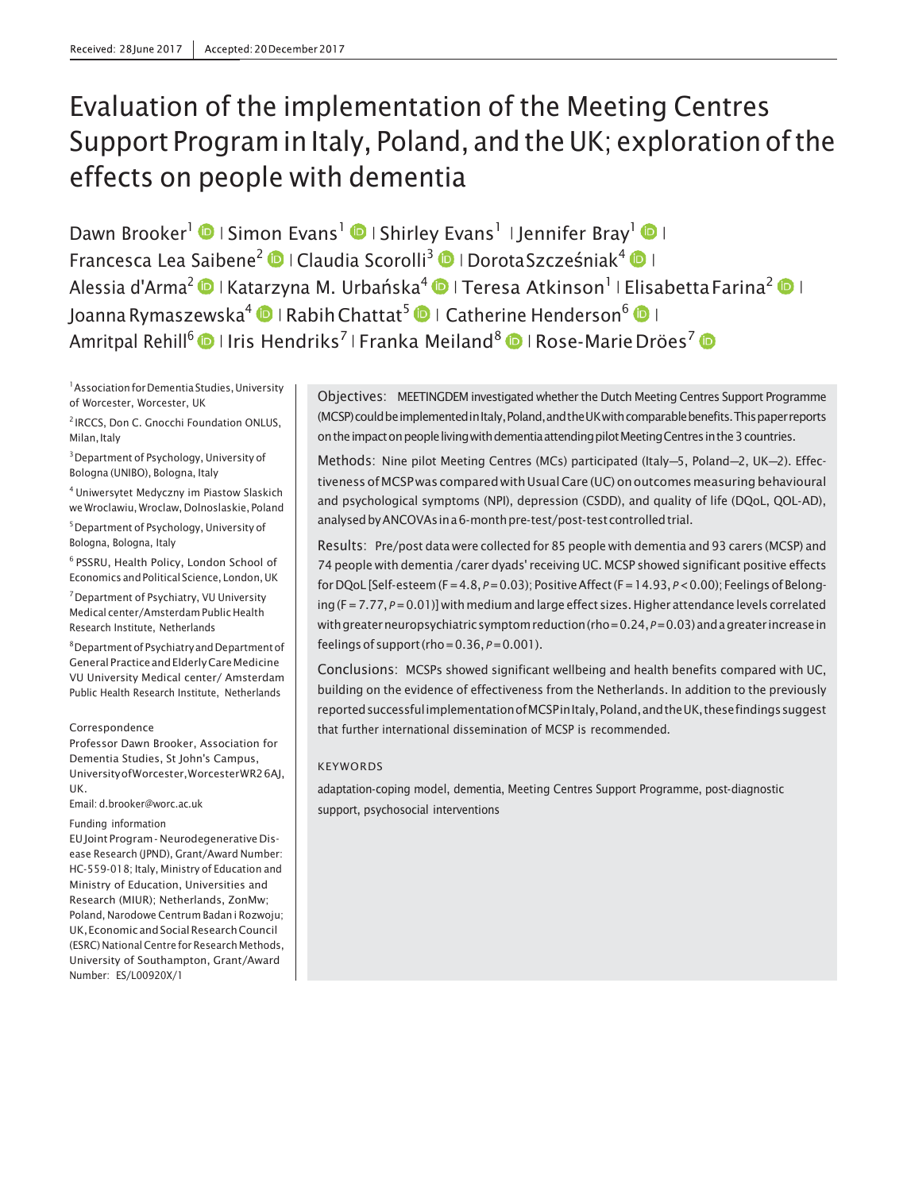Received: 28 June 2017 | Accepted: 20 December 2017

# Evaluation of the implementation of the Meeting Centres Support Program in Italy, Poland, and the UK; exploration of the effects on people with dementia

Dawn Brooker[1] | Simon Evans[1] | Shirley Evans[1] | Jennifer Bray[1] | Francesca Lea Saibene[2] | Claudia Scorolli[3] | Dorota Szcześniak[4] | Alessia d'Arma[2] | Katarzyna M. Urbańska[4] | Teresa Atkinson[1] | Elisabetta Farina[2] | Joanna Rymaszewska[4] | Rabih Chattat[5] | Catherine Henderson[6] | Amritpal Rehill[6] | Iris Hendriks[7] | Franka Meiland[8] | Rose-Marie Dröes[7]

[1] Association for Dementia Studies, University of Worcester, Worcester, UK

[2] IRCCS, Don C. Gnocchi Foundation ONLUS, Milan, Italy

[3] Department of Psychology, University of Bologna (UNIBO), Bologna, Italy

[4] Uniwersytet Medyczny im Piastow Slaskich we Wroclawiu, Wroclaw, Dolnoslaskie, Poland

[5] Department of Psychology, University of Bologna, Bologna, Italy

[6] PSSRU, Health Policy, London School of Economics and Political Science, London, UK

[7] Department of Psychiatry, VU University Medical center/Amsterdam Public Health Research Institute, Netherlands

[8] Department of Psychiatry and Department of General Practice and Elderly Care Medicine VU University Medical center/ Amsterdam Public Health Research Institute, Netherlands

**Correspondence**
Professor Dawn Brooker, Association for Dementia Studies, St John's Campus, University of Worcester, Worcester WR2 6AJ, UK.
Email: d.brooker@worc.ac.uk

**Funding information**
EU Joint Program - Neurodegenerative Disease Research (JPND), Grant/Award Number: HC-559-018; Italy, Ministry of Education and Ministry of Education, Universities and Research (MIUR); Netherlands, ZonMw; Poland, Narodowe Centrum Badan i Rozwoju; UK, Economic and Social Research Council (ESRC) National Centre for Research Methods, University of Southampton, Grant/Award Number: ES/L00920X/1

**Objectives:** MEETINGDEM investigated whether the Dutch Meeting Centres Support Programme (MCSP) could be implemented in Italy, Poland, and the UK with comparable benefits. This paper reports on the impact on people living with dementia attending pilot Meeting Centres in the 3 countries.

**Methods:** Nine pilot Meeting Centres (MCs) participated (Italy—5, Poland—2, UK—2). Effectiveness of MCSP was compared with Usual Care (UC) on outcomes measuring behavioural and psychological symptoms (NPI), depression (CSDD), and quality of life (DQoL, QOL-AD), analysed by ANCOVAs in a 6-month pre-test/post-test controlled trial.

**Results:** Pre/post data were collected for 85 people with dementia and 93 carers (MCSP) and 74 people with dementia /carer dyads' receiving UC. MCSP showed significant positive effects for DQoL [Self-esteem ($F = 4.8$, $P = 0.03$); Positive Affect ($F = 14.93$, $P < 0.00$); Feelings of Belonging ($F = 7.77$, $P = 0.01$)] with medium and large effect sizes. Higher attendance levels correlated with greater neuropsychiatric symptom reduction ($rho = 0.24$, $P = 0.03$) and a greater increase in feelings of support ($rho = 0.36$, $P = 0.001$).

**Conclusions:** MCSPs showed significant wellbeing and health benefits compared with UC, building on the evidence of effectiveness from the Netherlands. In addition to the previously reported successful implementation of MCSP in Italy, Poland, and the UK, these findings suggest that further international dissemination of MCSP is recommended.

**KEYWORDS**

adaptation-coping model, dementia, Meeting Centres Support Programme, post-diagnostic support, psychosocial interventions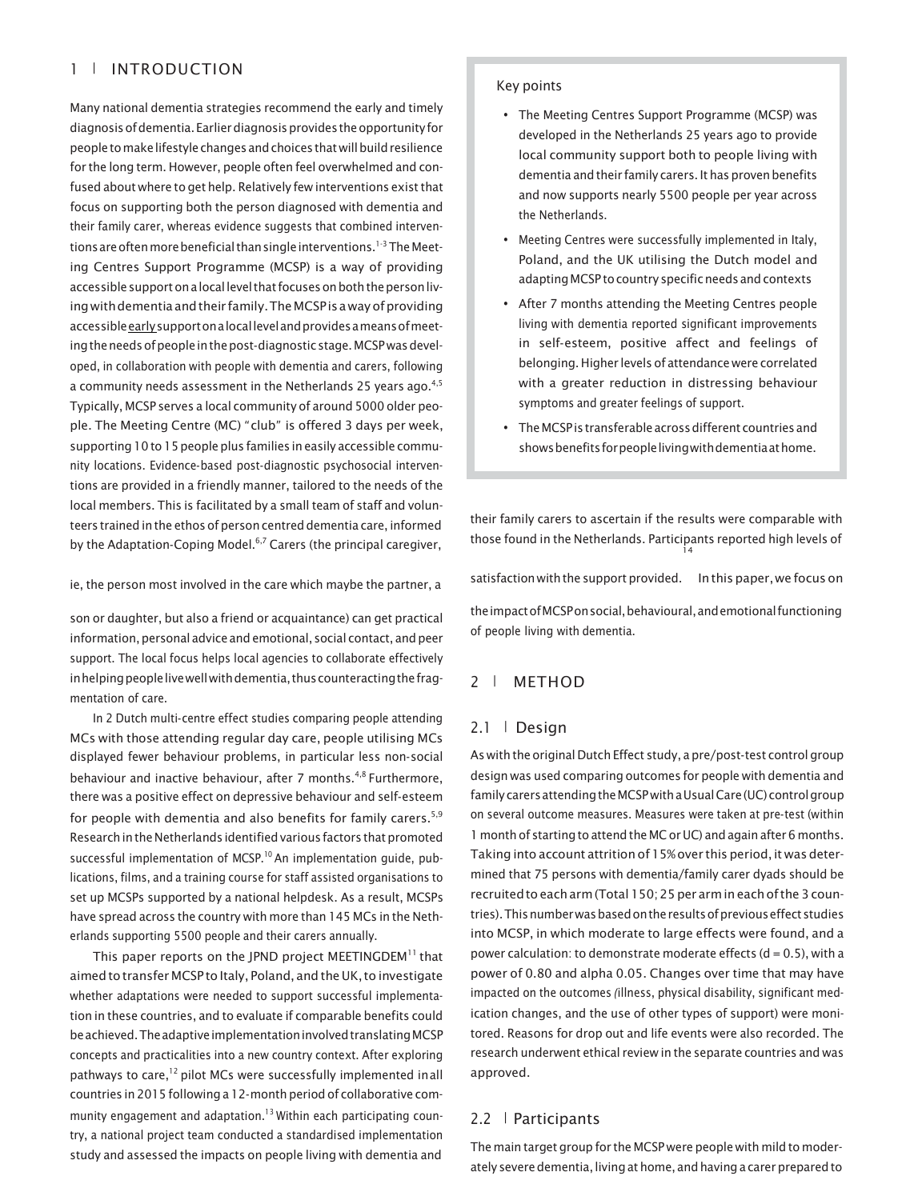## 1 | INTRODUCTION

Many national dementia strategies recommend the early and timely diagnosis of dementia. Earlier diagnosis provides the opportunity for people to make lifestyle changes and choices that will build resilience for the long term. However, people often feel overwhelmed and confused about where to get help. Relatively few interventions exist that focus on supporting both the person diagnosed with dementia and their family carer, whereas evidence suggests that combined interventions are often more beneficial than single interventions.[1-3] The Meeting Centres Support Programme (MCSP) is a way of providing accessible support on a local level that focuses on both the person living with dementia and their family. The MCSP is a way of providing accessible early support on a local level and provides a means of meeting the needs of people in the post-diagnostic stage. MCSP was developed, in collaboration with people with dementia and carers, following a community needs assessment in the Netherlands 25 years ago.[4,5] Typically, MCSP serves a local community of around 5000 older people. The Meeting Centre (MC) "club" is offered 3 days per week, supporting 10 to 15 people plus families in easily accessible community locations. Evidence-based post-diagnostic psychosocial interventions are provided in a friendly manner, tailored to the needs of the local members. This is facilitated by a small team of staff and volunteers trained in the ethos of person centred dementia care, informed by the Adaptation-Coping Model.[6,7] Carers (the principal caregiver, ie, the person most involved in the care which maybe the partner, a son or daughter, but also a friend or acquaintance) can get practical information, personal advice and emotional, social contact, and peer support. The local focus helps local agencies to collaborate effectively in helping people live well with dementia, thus counteracting the fragmentation of care.

In 2 Dutch multi-centre effect studies comparing people attending MCs with those attending regular day care, people utilising MCs displayed fewer behaviour problems, in particular less non-social behaviour and inactive behaviour, after 7 months.[4,8] Furthermore, there was a positive effect on depressive behaviour and self-esteem for people with dementia and also benefits for family carers.[5,9] Research in the Netherlands identified various factors that promoted successful implementation of MCSP.[10] An implementation guide, publications, films, and a training course for staff assisted organisations to set up MCSPs supported by a national helpdesk. As a result, MCSPs have spread across the country with more than 145 MCs in the Netherlands supporting 5500 people and their carers annually.

This paper reports on the JPND project MEETINGDEM[11] that aimed to transfer MCSP to Italy, Poland, and the UK, to investigate whether adaptations were needed to support successful implementation in these countries, and to evaluate if comparable benefits could be achieved. The adaptive implementation involved translating MCSP concepts and practicalities into a new country context. After exploring pathways to care,[12] pilot MCs were successfully implemented in all countries in 2015 following a 12-month period of collaborative community engagement and adaptation.[13] Within each participating country, a national project team conducted a standardised implementation study and assessed the impacts on people living with dementia and their family carers to ascertain if the results were comparable with those found in the Netherlands. Participants reported high levels of satisfaction with the support provided.[14] In this paper, we focus on the impact of MCSP on social, behavioural, and emotional functioning of people living with dementia.

> **Key points**
>
> - The Meeting Centres Support Programme (MCSP) was developed in the Netherlands 25 years ago to provide local community support both to people living with dementia and their family carers. It has proven benefits and now supports nearly 5500 people per year across the Netherlands.
> - Meeting Centres were successfully implemented in Italy, Poland, and the UK utilising the Dutch model and adapting MCSP to country specific needs and contexts
> - After 7 months attending the Meeting Centres people living with dementia reported significant improvements in self-esteem, positive affect and feelings of belonging. Higher levels of attendance were correlated with a greater reduction in distressing behaviour symptoms and greater feelings of support.
> - The MCSP is transferable across different countries and shows benefits for people living with dementia at home.

## 2 | METHOD

### 2.1 | Design

As with the original Dutch Effect study, a pre/post-test control group design was used comparing outcomes for people with dementia and family carers attending the MCSP with a Usual Care (UC) control group on several outcome measures. Measures were taken at pre-test (within 1 month of starting to attend the MC or UC) and again after 6 months. Taking into account attrition of 15% over this period, it was determined that 75 persons with dementia/family carer dyads should be recruited to each arm (Total 150; 25 per arm in each of the 3 countries). This number was based on the results of previous effect studies into MCSP, in which moderate to large effects were found, and a power calculation: to demonstrate moderate effects ($d = 0.5$), with a power of 0.80 and alpha 0.05. Changes over time that may have impacted on the outcomes (illness, physical disability, significant medication changes, and the use of other types of support) were monitored. Reasons for drop out and life events were also recorded. The research underwent ethical review in the separate countries and was approved.

### 2.2 | Participants

The main target group for the MCSP were people with mild to moderately severe dementia, living at home, and having a carer prepared to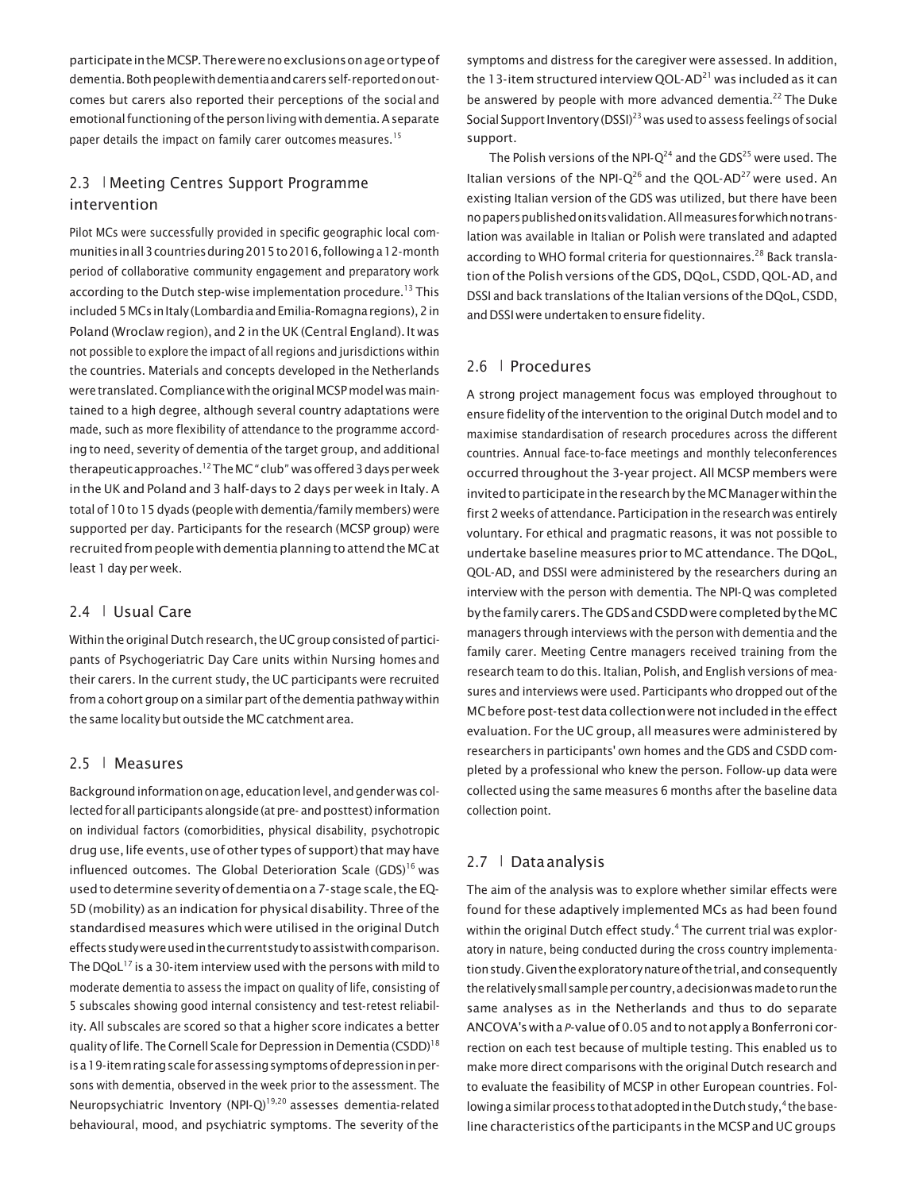participate in the MCSP. There were no exclusions on age or type of dementia. Both people with dementia and carers self-reported on outcomes but carers also reported their perceptions of the social and emotional functioning of the person living with dementia. A separate paper details the impact on family carer outcomes measures.[15]

## 2.3 | Meeting Centres Support Programme intervention

Pilot MCs were successfully provided in specific geographic local communities in all 3 countries during 2015 to 2016, following a 12-month period of collaborative community engagement and preparatory work according to the Dutch step-wise implementation procedure.[13] This included 5 MCs in Italy (Lombardia and Emilia-Romagna regions), 2 in Poland (Wroclaw region), and 2 in the UK (Central England). It was not possible to explore the impact of all regions and jurisdictions within the countries. Materials and concepts developed in the Netherlands were translated. Compliance with the original MCSP model was maintained to a high degree, although several country adaptations were made, such as more flexibility of attendance to the programme according to need, severity of dementia of the target group, and additional therapeutic approaches.[12] The MC "club" was offered 3 days per week in the UK and Poland and 3 half-days to 2 days per week in Italy. A total of 10 to 15 dyads (people with dementia/family members) were supported per day. Participants for the research (MCSP group) were recruited from people with dementia planning to attend the MC at least 1 day per week.

## 2.4 | Usual Care

Within the original Dutch research, the UC group consisted of participants of Psychogeriatric Day Care units within Nursing homes and their carers. In the current study, the UC participants were recruited from a cohort group on a similar part of the dementia pathway within the same locality but outside the MC catchment area.

## 2.5 | Measures

Background information on age, education level, and gender was collected for all participants alongside (at pre- and posttest) information on individual factors (comorbidities, physical disability, psychotropic drug use, life events, use of other types of support) that may have influenced outcomes. The Global Deterioration Scale (GDS)[16] was used to determine severity of dementia on a 7-stage scale, the EQ-5D (mobility) as an indication for physical disability. Three of the standardised measures which were utilised in the original Dutch effects study were used in the current study to assist with comparison. The DQoL[17] is a 30-item interview used with the persons with mild to moderate dementia to assess the impact on quality of life, consisting of 5 subscales showing good internal consistency and test-retest reliability. All subscales are scored so that a higher score indicates a better quality of life. The Cornell Scale for Depression in Dementia (CSDD)[18] is a 19-item rating scale for assessing symptoms of depression in persons with dementia, observed in the week prior to the assessment. The Neuropsychiatric Inventory (NPI-Q)[19,20] assesses dementia-related behavioural, mood, and psychiatric symptoms. The severity of the symptoms and distress for the caregiver were assessed. In addition, the 13-item structured interview QOL-AD[21] was included as it can be answered by people with more advanced dementia.[22] The Duke Social Support Inventory (DSSI)[23] was used to assess feelings of social support.

The Polish versions of the NPI-Q[24] and the GDS[25] were used. The Italian versions of the NPI-Q[26] and the QOL-AD[27] were used. An existing Italian version of the GDS was utilized, but there have been no papers published on its validation. All measures for which no translation was available in Italian or Polish were translated and adapted according to WHO formal criteria for questionnaires.[28] Back translation of the Polish versions of the GDS, DQoL, CSDD, QOL-AD, and DSSI and back translations of the Italian versions of the DQoL, CSDD, and DSSI were undertaken to ensure fidelity.

## 2.6 | Procedures

A strong project management focus was employed throughout to ensure fidelity of the intervention to the original Dutch model and to maximise standardisation of research procedures across the different countries. Annual face-to-face meetings and monthly teleconferences occurred throughout the 3-year project. All MCSP members were invited to participate in the research by the MC Manager within the first 2 weeks of attendance. Participation in the research was entirely voluntary. For ethical and pragmatic reasons, it was not possible to undertake baseline measures prior to MC attendance. The DQoL, QOL-AD, and DSSI were administered by the researchers during an interview with the person with dementia. The NPI-Q was completed by the family carers. The GDS and CSDD were completed by the MC managers through interviews with the person with dementia and the family carer. Meeting Centre managers received training from the research team to do this. Italian, Polish, and English versions of measures and interviews were used. Participants who dropped out of the MC before post-test data collection were not included in the effect evaluation. For the UC group, all measures were administered by researchers in participants' own homes and the GDS and CSDD completed by a professional who knew the person. Follow-up data were collected using the same measures 6 months after the baseline data collection point.

## 2.7 | Data analysis

The aim of the analysis was to explore whether similar effects were found for these adaptively implemented MCs as had been found within the original Dutch effect study.[4] The current trial was exploratory in nature, being conducted during the cross country implementation study. Given the exploratory nature of the trial, and consequently the relatively small sample per country, a decision was made to run the same analyses as in the Netherlands and thus to do separate ANCOVA's with a *P*-value of 0.05 and to not apply a Bonferroni correction on each test because of multiple testing. This enabled us to make more direct comparisons with the original Dutch research and to evaluate the feasibility of MCSP in other European countries. Following a similar process to that adopted in the Dutch study,[4] the baseline characteristics of the participants in the MCSP and UC groups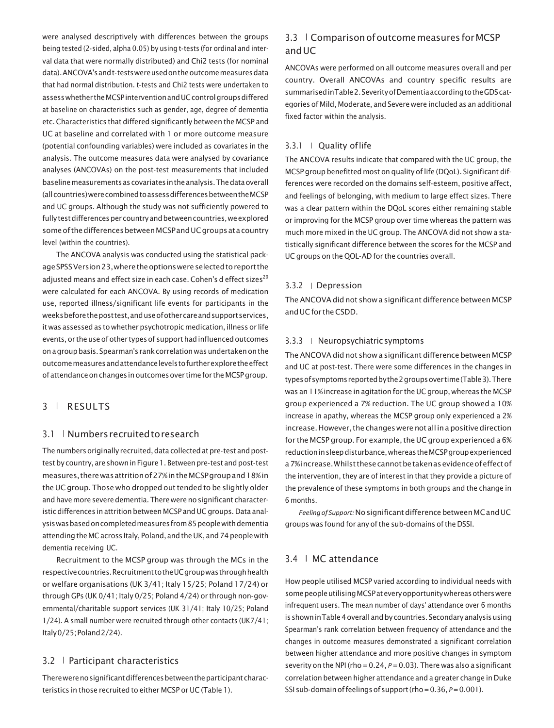were analysed descriptively with differences between the groups being tested (2-sided, alpha 0.05) by using t-tests (for ordinal and interval data that were normally distributed) and Chi2 tests (for nominal data). ANCOVA's and t-tests were used on the outcome measures data that had normal distribution. t-tests and Chi2 tests were undertaken to assess whether the MCSP intervention and UC control groups differed at baseline on characteristics such as gender, age, degree of dementia etc. Characteristics that differed significantly between the MCSP and UC at baseline and correlated with 1 or more outcome measure (potential confounding variables) were included as covariates in the analysis. The outcome measures data were analysed by covariance analyses (ANCOVAs) on the post-test measurements that included baseline measurements as covariates in the analysis. The data overall (all countries) were combined to assess differences between the MCSP and UC groups. Although the study was not sufficiently powered to fully test differences per country and between countries, we explored some of the differences between MCSP and UC groups at a country level (within the countries).

The ANCOVA analysis was conducted using the statistical package SPSS Version 23, where the options were selected to report the adjusted means and effect size in each case. Cohen's d effect sizes[29] were calculated for each ANCOVA. By using records of medication use, reported illness/significant life events for participants in the weeks before the post test, and use of other care and support services, it was assessed as to whether psychotropic medication, illness or life events, or the use of other types of support had influenced outcomes on a group basis. Spearman's rank correlation was undertaken on the outcome measures and attendance levels to further explore the effect of attendance on changes in outcomes over time for the MCSP group.

## 3 | RESULTS

### 3.1 | Numbers recruited to research

The numbers originally recruited, data collected at pre-test and post-test by country, are shown in Figure 1. Between pre-test and post-test measures, there was attrition of 27% in the MCSP group and 18% in the UC group. Those who dropped out tended to be slightly older and have more severe dementia. There were no significant characteristic differences in attrition between MCSP and UC groups. Data analysis was based on completed measures from 85 people with dementia attending the MC across Italy, Poland, and the UK, and 74 people with dementia receiving UC.

Recruitment to the MCSP group was through the MCs in the respective countries. Recruitment to the UC group was through health or welfare organisations (UK 3/41; Italy 15/25; Poland 17/24) or through GPs (UK 0/41; Italy 0/25; Poland 4/24) or through non-governmental/charitable support services (UK 31/41; Italy 10/25; Poland 1/24). A small number were recruited through other contacts (UK 7/41; Italy 0/25; Poland 2/24).

### 3.2 | Participant characteristics

There were no significant differences between the participant characteristics in those recruited to either MCSP or UC (Table 1).

### 3.3 | Comparison of outcome measures for MCSP and UC

ANCOVAs were performed on all outcome measures overall and per country. Overall ANCOVAs and country specific results are summarised in Table 2. Severity of Dementia according to the GDS categories of Mild, Moderate, and Severe were included as an additional fixed factor within the analysis.

#### 3.3.1 | Quality of life

The ANCOVA results indicate that compared with the UC group, the MCSP group benefitted most on quality of life (DQoL). Significant differences were recorded on the domains self-esteem, positive affect, and feelings of belonging, with medium to large effect sizes. There was a clear pattern within the DQoL scores either remaining stable or improving for the MCSP group over time whereas the pattern was much more mixed in the UC group. The ANCOVA did not show a statistically significant difference between the scores for the MCSP and UC groups on the QOL-AD for the countries overall.

#### 3.3.2 | Depression

The ANCOVA did not show a significant difference between MCSP and UC for the CSDD.

#### 3.3.3 | Neuropsychiatric symptoms

The ANCOVA did not show a significant difference between MCSP and UC at post-test. There were some differences in the changes in types of symptoms reported by the 2 groups over time (Table 3). There was an 11% increase in agitation for the UC group, whereas the MCSP group experienced a 7% reduction. The UC group showed a 10% increase in apathy, whereas the MCSP group only experienced a 2% increase. However, the changes were not all in a positive direction for the MCSP group. For example, the UC group experienced a 6% reduction in sleep disturbance, whereas the MCSP group experienced a 7% increase. Whilst these cannot be taken as evidence of effect of the intervention, they are of interest in that they provide a picture of the prevalence of these symptoms in both groups and the change in 6 months.

*Feeling of Support:* No significant difference between MC and UC groups was found for any of the sub-domains of the DSSI.

### 3.4 | MC attendance

How people utilised MCSP varied according to individual needs with some people utilising MCSP at every opportunity whereas others were infrequent users. The mean number of days' attendance over 6 months is shown in Table 4 overall and by countries. Secondary analysis using Spearman's rank correlation between frequency of attendance and the changes in outcome measures demonstrated a significant correlation between higher attendance and more positive changes in symptom severity on the NPI (rho = 0.24, $P = 0.03$). There was also a significant correlation between higher attendance and a greater change in Duke SSI sub-domain of feelings of support (rho = 0.36, $P = 0.001$).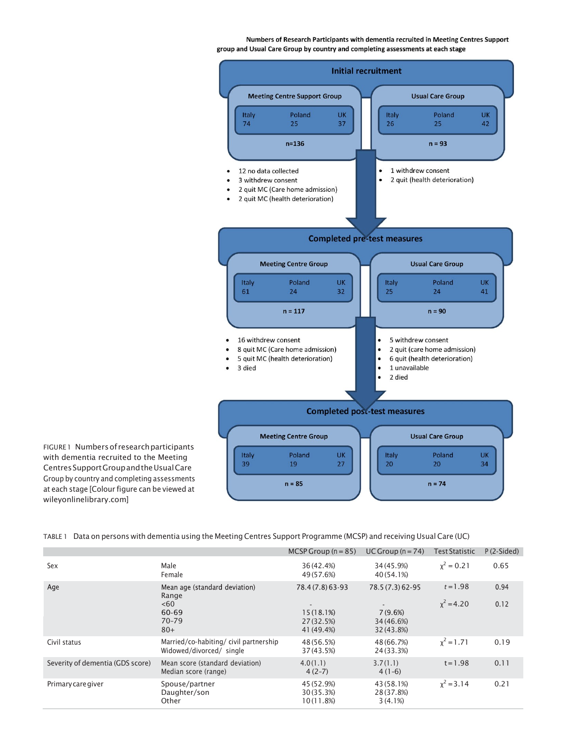Numbers of Research Participants with dementia recruited in Meeting Centres Support group and Usual Care Group by country and completing assessments at each stage

**Initial recruitment**

| | Meeting Centre Support Group | | | Usual Care Group | | |
|---|---|---|---|---|---|---|
| | Italy | Poland | UK | Italy | Poland | UK |
| | 74 | 25 | 37 | 26 | 25 | 42 |
| | n=136 | | | n = 93 | | |

Meeting Centre Support Group:

- 12 no data collected
- 3 withdrew consent
- 2 quit MC (Care home admission)
- 2 quit MC (health deterioration)

Usual Care Group:

- 1 withdrew consent
- 2 quit (health deterioration)

**Completed pre-test measures**

| | Meeting Centre Group | | | Usual Care Group | | |
|---|---|---|---|---|---|---|
| | Italy | Poland | UK | Italy | Poland | UK |
| | 61 | 24 | 32 | 25 | 24 | 41 |
| | n = 117 | | | n = 90 | | |

Meeting Centre Group:

- 16 withdrew consent
- 8 quit MC (Care home admission)
- 5 quit MC (health deterioration)
- 3 died

Usual Care Group:

- 5 withdrew consent
- 2 quit (care home admission)
- 6 quit (health deterioration)
- 1 unavailable
- 2 died

**Completed post-test measures**

| | Meeting Centre Group | | | Usual Care Group | | |
|---|---|---|---|---|---|---|
| | Italy | Poland | UK | Italy | Poland | UK |
| | 39 | 19 | 27 | 20 | 20 | 34 |
| | n = 85 | | | n = 74 | | |

FIGURE 1 Numbers of research participants with dementia recruited to the Meeting Centres Support Group and the Usual Care Group by country and completing assessments at each stage [Colour figure can be viewed at wileyonlinelibrary.com]

TABLE 1 Data on persons with dementia using the Meeting Centres Support Programme (MCSP) and receiving Usual Care (UC)

| | | MCSP Group (n = 85) | UC Group (n = 74) | Test Statistic | P (2-Sided) |
|---|---|---|---|---|---|
| Sex | Male | 36 (42.4%) | 34 (45.9%) | $\chi^2 = 0.21$ | 0.65 |
| | Female | 49 (57.6%) | 40 (54.1%) | | |
| Age | Mean age (standard deviation) | 78.4 (7.8) 63-93 | 78.5 (7.3) 62-95 | $t = 1.98$ | 0.94 |
| | Range | | | | |
| | <60 | - | - | $\chi^2 = 4.20$ | 0.12 |
| | 60-69 | 15 (18.1%) | 7 (9.6%) | | |
| | 70-79 | 27 (32.5%) | 34 (46.6%) | | |
| | 80+ | 41 (49.4%) | 32 (43.8%) | | |
| Civil status | Married/co-habiting/ civil partnership | 48 (56.5%) | 48 (66.7%) | $\chi^2 = 1.71$ | 0.19 |
| | Widowed/divorced/ single | 37 (43.5%) | 24 (33.3%) | | |
| Severity of dementia (GDS score) | Mean score (standard deviation) | 4.0 (1.1) | 3.7 (1.1) | $t = 1.98$ | 0.11 |
| | Median score (range) | 4 (2-7) | 4 (1-6) | | |
| Primary care giver | Spouse/partner | 45 (52.9%) | 43 (58.1%) | $\chi^2 = 3.14$ | 0.21 |
| | Daughter/son | 30 (35.3%) | 28 (37.8%) | | |
| | Other | 10 (11.8%) | 3 (4.1%) | | |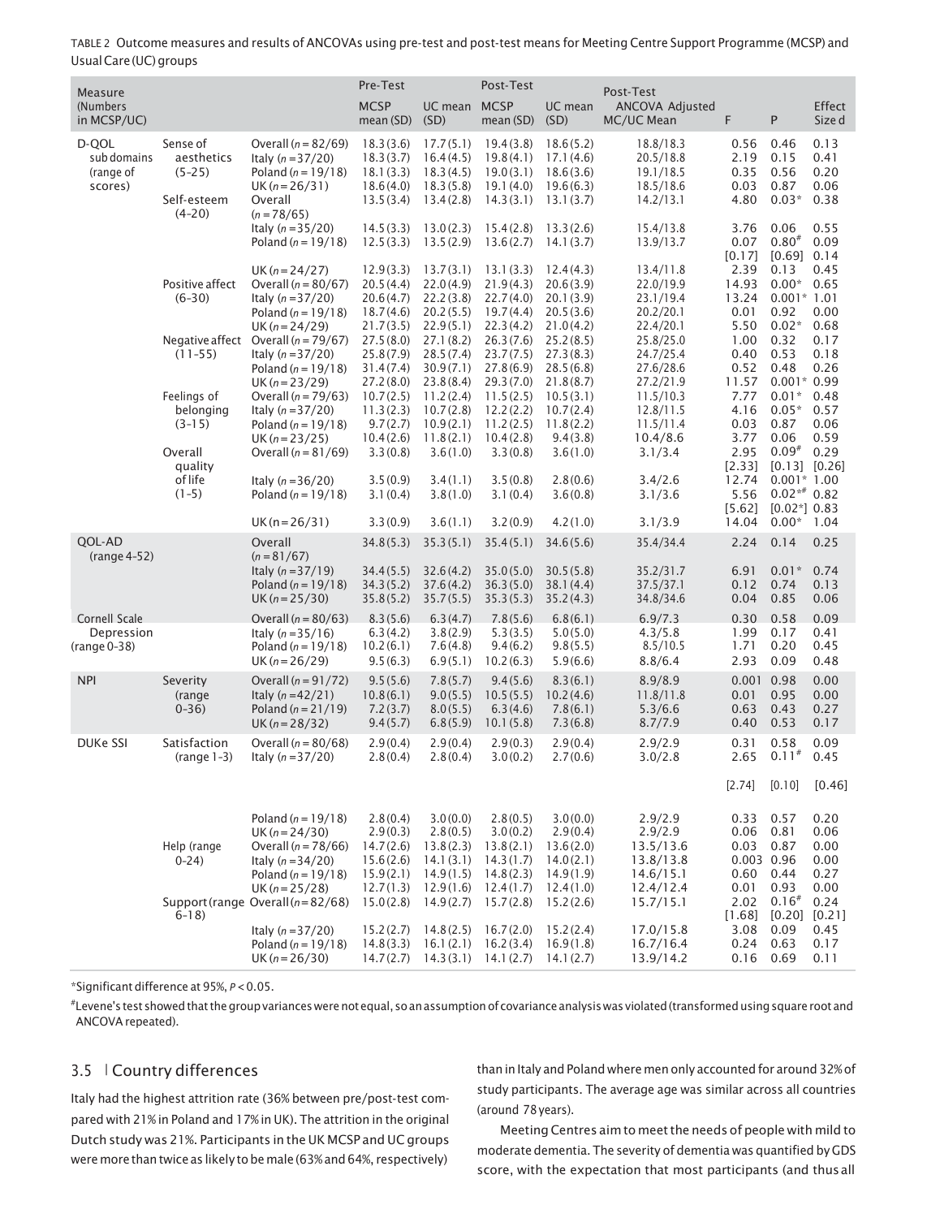TABLE 2 Outcome measures and results of ANCOVAs using pre-test and post-test means for Meeting Centre Support Programme (MCSP) and Usual Care (UC) groups

| Measure (Numbers in MCSP/UC) | | | Pre-Test MCSP mean (SD) | Pre-Test UC mean (SD) | Post-Test MCSP mean (SD) | Post-Test UC mean (SD) | Post-Test ANCOVA Adjusted MC/UC Mean | F | P | Effect Size d |
|---|---|---|---|---|---|---|---|---|---|---|
| D-QOL sub domains (range of scores) | Sense of aesthetics (5-25) | Overall (n = 82/69) | 18.3 (3.6) | 17.7 (5.1) | 19.4 (3.8) | 18.6 (5.2) | 18.8/18.3 | 0.56 | 0.46 | 0.13 |
| | | Italy (n = 37/20) | 18.3 (3.7) | 16.4 (4.5) | 19.8 (4.1) | 17.1 (4.6) | 20.5/18.8 | 2.19 | 0.15 | 0.41 |
| | | Poland (n = 19/18) | 18.1 (3.3) | 18.3 (4.5) | 19.0 (3.1) | 18.6 (3.6) | 19.1/18.5 | 0.35 | 0.56 | 0.20 |
| | | UK (n = 26/31) | 18.6 (4.0) | 18.3 (5.8) | 19.1 (4.0) | 19.6 (6.3) | 18.5/18.6 | 0.03 | 0.87 | 0.06 |
| | Self-esteem (4-20) | Overall (n = 78/65) | 13.5 (3.4) | 13.4 (2.8) | 14.3 (3.1) | 13.1 (3.7) | 14.2/13.1 | 4.80 | 0.03* | 0.38 |
| | | Italy (n = 35/20) | 14.5 (3.3) | 13.0 (2.3) | 15.4 (2.8) | 13.3 (2.6) | 15.4/13.8 | 3.76 | 0.06 | 0.55 |
| | | Poland (n = 19/18) | 12.5 (3.3) | 13.5 (2.9) | 13.6 (2.7) | 14.1 (3.7) | 13.9/13.7 | 0.07 [0.17] | 0.80# [0.69] | 0.09 0.14 |
| | | UK (n = 24/27) | 12.9 (3.3) | 13.7 (3.1) | 13.1 (3.3) | 12.4 (4.3) | 13.4/11.8 | 2.39 | 0.13 | 0.45 |
| | Positive affect (6-30) | Overall (n = 80/67) | 20.5 (4.4) | 22.0 (4.9) | 21.9 (4.3) | 20.6 (3.9) | 22.0/19.9 | 14.93 | 0.00* | 0.65 |
| | | Italy (n = 37/20) | 20.6 (4.7) | 22.2 (3.8) | 22.7 (4.0) | 20.1 (3.9) | 23.1/19.4 | 13.24 | 0.001* | 1.01 |
| | | Poland (n = 19/18) | 18.7 (4.6) | 20.2 (5.5) | 19.7 (4.4) | 20.5 (3.6) | 20.2/20.1 | 0.01 | 0.92 | 0.00 |
| | | UK (n = 24/29) | 21.7 (3.5) | 22.9 (5.1) | 22.3 (4.2) | 21.0 (4.2) | 22.4/20.1 | 5.50 | 0.02* | 0.68 |
| | Negative affect (11-55) | Overall (n = 79/67) | 27.5 (8.0) | 27.1 (8.2) | 26.3 (7.6) | 25.2 (8.5) | 25.8/25.0 | 1.00 | 0.32 | 0.17 |
| | | Italy (n = 37/20) | 25.8 (7.9) | 28.5 (7.4) | 23.7 (7.5) | 27.3 (8.3) | 24.7/25.4 | 0.40 | 0.53 | 0.18 |
| | | Poland (n = 19/18) | 31.4 (7.4) | 30.9 (7.1) | 27.8 (6.9) | 28.5 (6.8) | 27.6/28.6 | 0.52 | 0.48 | 0.26 |
| | | UK (n = 23/29) | 27.2 (8.0) | 23.8 (8.4) | 29.3 (7.0) | 21.8 (8.7) | 27.2/21.9 | 11.57 | 0.001* | 0.99 |
| | Feelings of belonging (3-15) | Overall (n = 79/63) | 10.7 (2.5) | 11.2 (2.4) | 11.5 (2.5) | 10.5 (3.1) | 11.5/10.3 | 7.77 | 0.01* | 0.48 |
| | | Italy (n = 37/20) | 11.3 (2.3) | 10.7 (2.8) | 12.2 (2.2) | 10.7 (2.4) | 12.8/11.5 | 4.16 | 0.05* | 0.57 |
| | | Poland (n = 19/18) | 9.7 (2.7) | 10.9 (2.1) | 11.2 (2.5) | 11.8 (2.2) | 11.5/11.4 | 0.03 | 0.87 | 0.06 |
| | | UK (n = 23/25) | 10.4 (2.6) | 11.8 (2.1) | 10.4 (2.8) | 9.4 (3.8) | 10.4/8.6 | 3.77 | 0.06 | 0.59 |
| | Overall quality of life (1-5) | Overall (n = 81/69) | 3.3 (0.8) | 3.6 (1.0) | 3.3 (0.8) | 3.6 (1.0) | 3.1/3.4 | 2.95 [2.33] | 0.09# [0.13] | 0.29 [0.26] |
| | | Italy (n = 36/20) | 3.5 (0.9) | 3.4 (1.1) | 3.5 (0.8) | 2.8 (0.6) | 3.4/2.6 | 12.74 | 0.001* | 1.00 |
| | | Poland (n = 19/18) | 3.1 (0.4) | 3.8 (1.0) | 3.1 (0.4) | 3.6 (0.8) | 3.1/3.6 | 5.56 [5.62] | 0.02*# [0.02*] | 0.82 0.83 |
| | | UK (n = 26/31) | 3.3 (0.9) | 3.6 (1.1) | 3.2 (0.9) | 4.2 (1.0) | 3.1/3.9 | 14.04 | 0.00* | 1.04 |
| QOL-AD (range 4-52) | | Overall (n = 81/67) | 34.8 (5.3) | 35.3 (5.1) | 35.4 (5.1) | 34.6 (5.6) | 35.4/34.4 | 2.24 | 0.14 | 0.25 |
| | | Italy (n = 37/19) | 34.4 (4.5) | 32.6 (4.2) | 35.0 (5.0) | 30.5 (5.8) | 35.2/31.7 | 6.91 | 0.01* | 0.74 |
| | | Poland (n = 19/18) | 34.3 (5.2) | 37.6 (4.2) | 36.3 (5.0) | 38.1 (4.4) | 37.5/37.1 | 0.12 | 0.74 | 0.13 |
| | | UK (n = 25/30) | 35.8 (5.2) | 35.7 (5.5) | 35.3 (5.3) | 35.2 (4.3) | 34.8/34.6 | 0.04 | 0.85 | 0.06 |
| Cornell Scale Depression (range 0-38) | | Overall (n = 80/63) | 8.3 (5.6) | 6.3 (4.7) | 7.8 (5.6) | 6.8 (6.1) | 6.9/7.3 | 0.30 | 0.58 | 0.09 |
| | | Italy (n = 35/16) | 6.3 (4.2) | 3.8 (2.9) | 5.3 (3.5) | 5.0 (5.0) | 4.3/5.8 | 1.99 | 0.17 | 0.41 |
| | | Poland (n = 19/18) | 10.2 (6.1) | 7.6 (4.8) | 9.4 (6.2) | 9.8 (5.5) | 8.5/10.5 | 1.71 | 0.20 | 0.45 |
| | | UK (n = 26/29) | 9.5 (6.3) | 6.9 (5.1) | 10.2 (6.3) | 5.9 (6.6) | 8.8/6.4 | 2.93 | 0.09 | 0.48 |
| NPI | Severity (range 0-36) | Overall (n = 91/72) | 9.5 (5.6) | 7.8 (5.7) | 9.4 (5.6) | 8.3 (6.1) | 8.9/8.9 | 0.001 | 0.98 | 0.00 |
| | | Italy (n = 42/21) | 10.8 (6.1) | 9.0 (5.5) | 10.5 (5.5) | 10.2 (4.6) | 11.8/11.8 | 0.01 | 0.95 | 0.00 |
| | | Poland (n = 21/19) | 7.2 (3.7) | 8.0 (5.5) | 6.3 (4.6) | 7.8 (6.1) | 5.3/6.6 | 0.63 | 0.43 | 0.27 |
| | | UK (n = 28/32) | 9.4 (5.7) | 6.8 (5.9) | 10.1 (5.8) | 7.3 (6.8) | 8.7/7.9 | 0.40 | 0.53 | 0.17 |
| DUKe SSI | Satisfaction (range 1-3) | Overall (n = 80/68) | 2.9 (0.4) | 2.9 (0.4) | 2.9 (0.3) | 2.9 (0.4) | 2.9/2.9 | 0.31 | 0.58 | 0.09 |
| | | Italy (n = 37/20) | 2.8 (0.4) | 2.8 (0.4) | 3.0 (0.2) | 2.7 (0.6) | 3.0/2.8 | 2.65 [2.74] | 0.11# [0.10] | 0.45 [0.46] |
| | | Poland (n = 19/18) | 2.8 (0.4) | 3.0 (0.0) | 2.8 (0.5) | 3.0 (0.0) | 2.9/2.9 | 0.33 | 0.57 | 0.20 |
| | | UK (n = 24/30) | 2.9 (0.3) | 2.8 (0.5) | 3.0 (0.2) | 2.9 (0.4) | 2.9/2.9 | 0.06 | 0.81 | 0.06 |
| | Help (range 0-24) | Overall (n = 78/66) | 14.7 (2.6) | 13.8 (2.3) | 13.8 (2.1) | 13.6 (2.0) | 13.5/13.6 | 0.03 | 0.87 | 0.00 |
| | | Italy (n = 34/20) | 15.6 (2.6) | 14.1 (3.1) | 14.3 (1.7) | 14.0 (2.1) | 13.8/13.8 | 0.003 | 0.96 | 0.00 |
| | | Poland (n = 19/18) | 15.9 (2.1) | 14.9 (1.5) | 14.8 (2.3) | 14.9 (1.9) | 14.6/15.1 | 0.60 | 0.44 | 0.27 |
| | | UK (n = 25/28) | 12.7 (1.3) | 12.9 (1.6) | 12.4 (1.7) | 12.4 (1.0) | 12.4/12.4 | 0.01 | 0.93 | 0.00 |
| | Support (range 6-18) | Overall (n = 82/68) | 15.0 (2.8) | 14.9 (2.7) | 15.7 (2.8) | 15.2 (2.6) | 15.7/15.1 | 2.02 [1.68] | 0.16# [0.20] | 0.24 [0.21] |
| | | Italy (n = 37/20) | 15.2 (2.7) | 14.8 (2.5) | 16.7 (2.0) | 15.2 (2.4) | 17.0/15.8 | 3.08 | 0.09 | 0.45 |
| | | Poland (n = 19/18) | 14.8 (3.3) | 16.1 (2.1) | 16.2 (3.4) | 16.9 (1.8) | 16.7/16.4 | 0.24 | 0.63 | 0.17 |
| | | UK (n = 26/30) | 14.7 (2.7) | 14.3 (3.1) | 14.1 (2.7) | 14.1 (2.7) | 13.9/14.2 | 0.16 | 0.69 | 0.11 |

*Significant difference at 95%, $P < 0.05$.

#Levene's test showed that the group variances were not equal, so an assumption of covariance analysis was violated (transformed using square root and ANCOVA repeated).

## 3.5 | Country differences

Italy had the highest attrition rate (36% between pre/post-test compared with 21% in Poland and 17% in UK). The attrition in the original Dutch study was 21%. Participants in the UK MCSP and UC groups were more than twice as likely to be male (63% and 64%, respectively) than in Italy and Poland where men only accounted for around 32% of study participants. The average age was similar across all countries (around 78 years).

Meeting Centres aim to meet the needs of people with mild to moderate dementia. The severity of dementia was quantified by GDS score, with the expectation that most participants (and thus all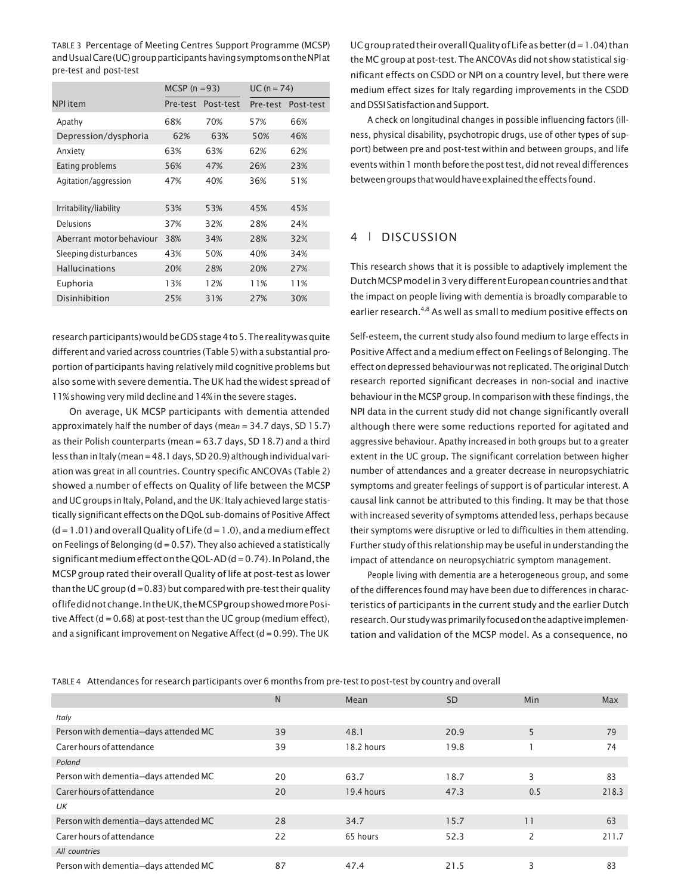TABLE 3 Percentage of Meeting Centres Support Programme (MCSP) and Usual Care (UC) group participants having symptoms on the NPI at pre-test and post-test

| NPI item | MCSP (n = 93) | | UC (n = 74) | |
|---|---|---|---|---|
| | Pre-test | Post-test | Pre-test | Post-test |
| Apathy | 68% | 70% | 57% | 66% |
| Depression/dysphoria | 62% | 63% | 50% | 46% |
| Anxiety | 63% | 63% | 62% | 62% |
| Eating problems | 56% | 47% | 26% | 23% |
| Agitation/aggression | 47% | 40% | 36% | 51% |
| Irritability/liability | 53% | 53% | 45% | 45% |
| Delusions | 37% | 32% | 28% | 24% |
| Aberrant motor behaviour | 38% | 34% | 28% | 32% |
| Sleeping disturbances | 43% | 50% | 40% | 34% |
| Hallucinations | 20% | 28% | 20% | 27% |
| Euphoria | 13% | 12% | 11% | 11% |
| Disinhibition | 25% | 31% | 27% | 30% |

research participants) would be GDS stage 4 to 5. The reality was quite different and varied across countries (Table 5) with a substantial proportion of participants having relatively mild cognitive problems but also some with severe dementia. The UK had the widest spread of 11% showing very mild decline and 14% in the severe stages.

On average, UK MCSP participants with dementia attended approximately half the number of days (mean = 34.7 days, SD 15.7) as their Polish counterparts (mean = 63.7 days, SD 18.7) and a third less than in Italy (mean = 48.1 days, SD 20.9) although individual variation was great in all countries. Country specific ANCOVAs (Table 2) showed a number of effects on Quality of life between the MCSP and UC groups in Italy, Poland, and the UK: Italy achieved large statistically significant effects on the DQoL sub-domains of Positive Affect (d = 1.01) and overall Quality of Life (d = 1.0), and a medium effect on Feelings of Belonging (d = 0.57). They also achieved a statistically significant medium effect on the QOL-AD (d = 0.74). In Poland, the MCSP group rated their overall Quality of life at post-test as lower than the UC group (d = 0.83) but compared with pre-test their quality of life did not change. In the UK, the MCSP group showed more Positive Affect (d = 0.68) at post-test than the UC group (medium effect), and a significant improvement on Negative Affect (d = 0.99). The UK UC group rated their overall Quality of Life as better (d = 1.04) than the MC group at post-test. The ANCOVAs did not show statistical significant effects on CSDD or NPI on a country level, but there were medium effect sizes for Italy regarding improvements in the CSDD and DSSI Satisfaction and Support.

A check on longitudinal changes in possible influencing factors (illness, physical disability, psychotropic drugs, use of other types of support) between pre and post-test within and between groups, and life events within 1 month before the post test, did not reveal differences between groups that would have explained the effects found.

## 4 | DISCUSSION

This research shows that it is possible to adaptively implement the Dutch MCSP model in 3 very different European countries and that the impact on people living with dementia is broadly comparable to earlier research.[4,8] As well as small to medium positive effects on Self-esteem, the current study also found medium to large effects in Positive Affect and a medium effect on Feelings of Belonging. The effect on depressed behaviour was not replicated. The original Dutch research reported significant decreases in non-social and inactive behaviour in the MCSP group. In comparison with these findings, the NPI data in the current study did not change significantly overall although there were some reductions reported for agitated and aggressive behaviour. Apathy increased in both groups but to a greater extent in the UC group. The significant correlation between higher number of attendances and a greater decrease in neuropsychiatric symptoms and greater feelings of support is of particular interest. A causal link cannot be attributed to this finding. It may be that those with increased severity of symptoms attended less, perhaps because their symptoms were disruptive or led to difficulties in them attending. Further study of this relationship may be useful in understanding the impact of attendance on neuropsychiatric symptom management.

People living with dementia are a heterogeneous group, and some of the differences found may have been due to differences in characteristics of participants in the current study and the earlier Dutch research. Our study was primarily focused on the adaptive implementation and validation of the MCSP model. As a consequence, no

TABLE 4 Attendances for research participants over 6 months from pre-test to post-test by country and overall

| | N | Mean | SD | Min | Max |
|---|---|---|---|---|---|
| *Italy* | | | | | |
| Person with dementia—days attended MC | 39 | 48.1 | 20.9 | 5 | 79 |
| Carer hours of attendance | 39 | 18.2 hours | 19.8 | 1 | 74 |
| *Poland* | | | | | |
| Person with dementia—days attended MC | 20 | 63.7 | 18.7 | 3 | 83 |
| Carer hours of attendance | 20 | 19.4 hours | 47.3 | 0.5 | 218.3 |
| *UK* | | | | | |
| Person with dementia—days attended MC | 28 | 34.7 | 15.7 | 11 | 63 |
| Carer hours of attendance | 22 | 65 hours | 52.3 | 2 | 211.7 |
| *All countries* | | | | | |
| Person with dementia—days attended MC | 87 | 47.4 | 21.5 | 3 | 83 |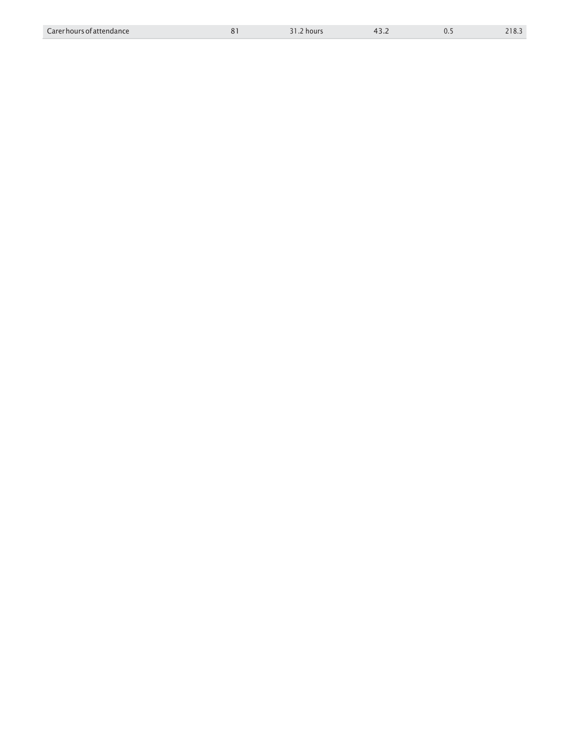| Carer hours of attendance | 81 | 31.2 hours | 43.2 | 0.5 | 218.3 |
|---|---|---|---|---|---|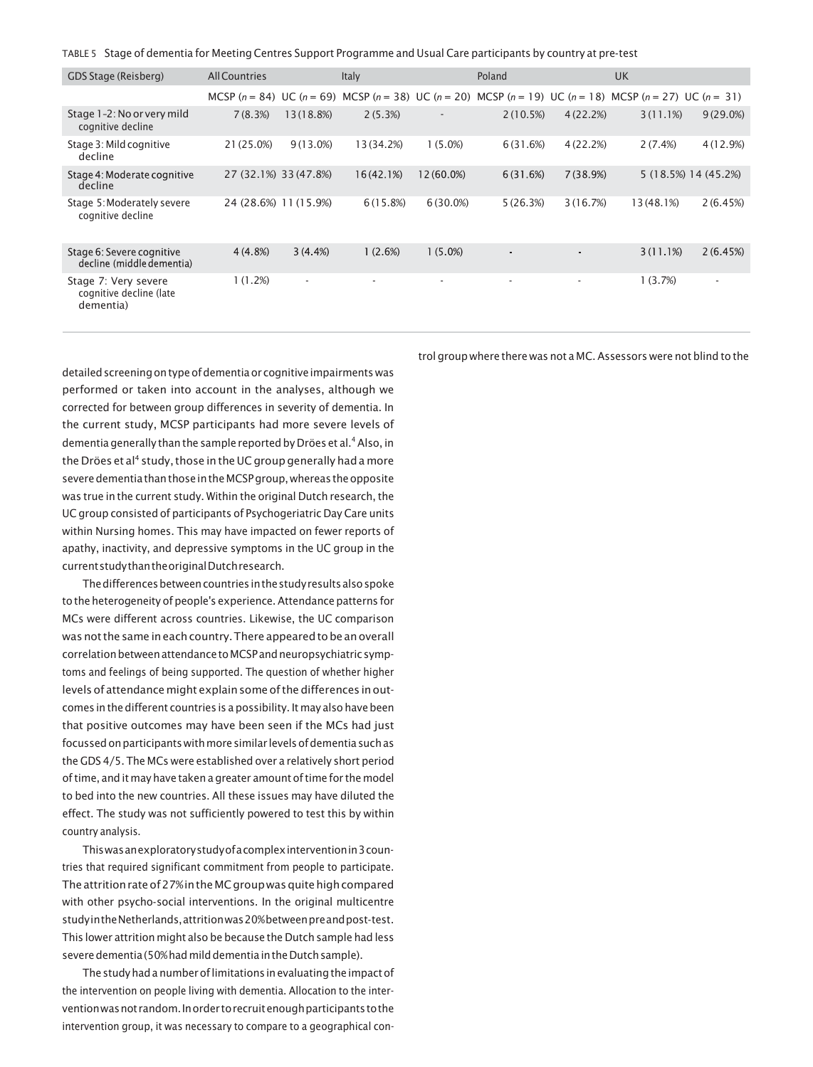TABLE 5 Stage of dementia for Meeting Centres Support Programme and Usual Care participants by country at pre-test

| GDS Stage (Reisberg) | All Countries | | Italy | | Poland | | UK | |
|---|---|---|---|---|---|---|---|---|
| | MCSP ($n$ = 84) | UC ($n$ = 69) | MCSP ($n$ = 38) | UC ($n$ = 20) | MCSP ($n$ = 19) | UC ($n$ = 18) | MCSP ($n$ = 27) | UC ($n$ = 31) |
| Stage 1-2: No or very mild cognitive decline | 7 (8.3%) | 13 (18.8%) | 2 (5.3%) | - | 2 (10.5%) | 4 (22.2%) | 3 (11.1%) | 9 (29.0%) |
| Stage 3: Mild cognitive decline | 21 (25.0%) | 9 (13.0%) | 13 (34.2%) | 1 (5.0%) | 6 (31.6%) | 4 (22.2%) | 2 (7.4%) | 4 (12.9%) |
| Stage 4: Moderate cognitive decline | 27 (32.1%) | 33 (47.8%) | 16 (42.1%) | 12 (60.0%) | 6 (31.6%) | 7 (38.9%) | 5 (18.5%) | 14 (45.2%) |
| Stage 5: Moderately severe cognitive decline | 24 (28.6%) | 11 (15.9%) | 6 (15.8%) | 6 (30.0%) | 5 (26.3%) | 3 (16.7%) | 13 (48.1%) | 2 (6.45%) |
| Stage 6: Severe cognitive decline (middle dementia) | 4 (4.8%) | 3 (4.4%) | 1 (2.6%) | 1 (5.0%) | - | - | 3 (11.1%) | 2 (6.45%) |
| Stage 7: Very severe cognitive decline (late dementia) | 1 (1.2%) | - | - | - | - | - | 1 (3.7%) | - |

detailed screening on type of dementia or cognitive impairments was performed or taken into account in the analyses, although we corrected for between group differences in severity of dementia. In the current study, MCSP participants had more severe levels of dementia generally than the sample reported by Dröes et al.[4] Also, in the Dröes et al[4] study, those in the UC group generally had a more severe dementia than those in the MCSP group, whereas the opposite was true in the current study. Within the original Dutch research, the UC group consisted of participants of Psychogeriatric Day Care units within Nursing homes. This may have impacted on fewer reports of apathy, inactivity, and depressive symptoms in the UC group in the current study than the original Dutch research.

The differences between countries in the study results also spoke to the heterogeneity of people's experience. Attendance patterns for MCs were different across countries. Likewise, the UC comparison was not the same in each country. There appeared to be an overall correlation between attendance to MCSP and neuropsychiatric symptoms and feelings of being supported. The question of whether higher levels of attendance might explain some of the differences in outcomes in the different countries is a possibility. It may also have been that positive outcomes may have been seen if the MCs had just focussed on participants with more similar levels of dementia such as the GDS 4/5. The MCs were established over a relatively short period of time, and it may have taken a greater amount of time for the model to bed into the new countries. All these issues may have diluted the effect. The study was not sufficiently powered to test this by within country analysis.

This was an exploratory study of a complex intervention in 3 countries that required significant commitment from people to participate. The attrition rate of 27% in the MC group was quite high compared with other psycho-social interventions. In the original multicentre study in the Netherlands, attrition was 20% between pre and post-test. This lower attrition might also be because the Dutch sample had less severe dementia (50% had mild dementia in the Dutch sample).

The study had a number of limitations in evaluating the impact of the intervention on people living with dementia. Allocation to the intervention was not random. In order to recruit enough participants to the intervention group, it was necessary to compare to a geographical control group where there was not a MC. Assessors were not blind to the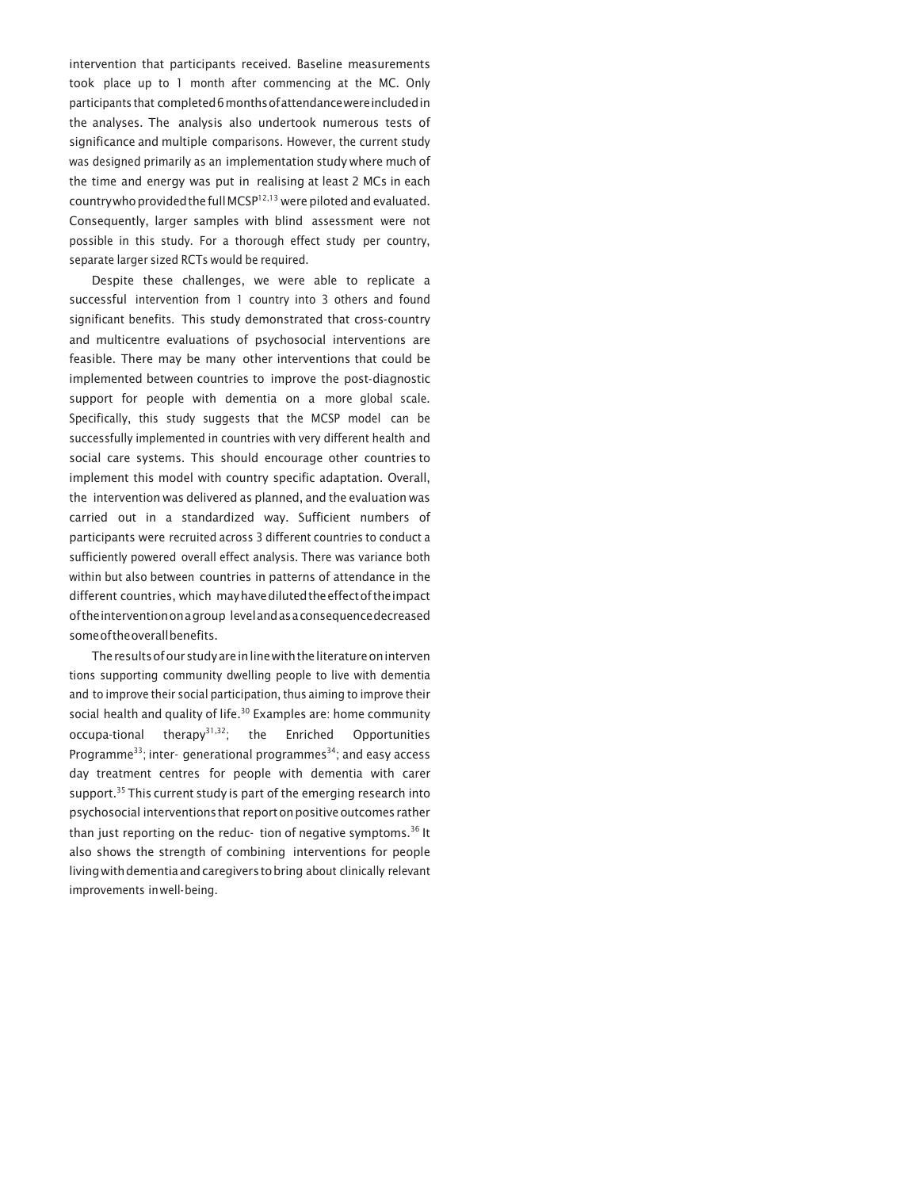intervention that participants received. Baseline measurements took place up to 1 month after commencing at the MC. Only participants that completed 6 months of attendance were included in the analyses. The analysis also undertook numerous tests of significance and multiple comparisons. However, the current study was designed primarily as an implementation study where much of the time and energy was put in realising at least 2 MCs in each country who provided the full MCSP[12,13] were piloted and evaluated. Consequently, larger samples with blind assessment were not possible in this study. For a thorough effect study per country, separate larger sized RCTs would be required.

Despite these challenges, we were able to replicate a successful intervention from 1 country into 3 others and found significant benefits. This study demonstrated that cross-country and multicentre evaluations of psychosocial interventions are feasible. There may be many other interventions that could be implemented between countries to improve the post-diagnostic support for people with dementia on a more global scale. Specifically, this study suggests that the MCSP model can be successfully implemented in countries with very different health and social care systems. This should encourage other countries to implement this model with country specific adaptation. Overall, the intervention was delivered as planned, and the evaluation was carried out in a standardized way. Sufficient numbers of participants were recruited across 3 different countries to conduct a sufficiently powered overall effect analysis. There was variance both within but also between countries in patterns of attendance in the different countries, which may have diluted the effect of the impact of the intervention on a group level and as a consequence decreased some of the overall benefits.

The results of our study are in line with the literature on interven tions supporting community dwelling people to live with dementia and to improve their social participation, thus aiming to improve their social health and quality of life.[30] Examples are: home community occupa-tional therapy[31,32]; the Enriched Opportunities Programme[33]; inter- generational programmes[34]; and easy access day treatment centres for people with dementia with carer support.[35] This current study is part of the emerging research into psychosocial interventions that report on positive outcomes rather than just reporting on the reduc- tion of negative symptoms.[36] It also shows the strength of combining interventions for people living with dementia and caregivers to bring about clinically relevant improvements in well-being.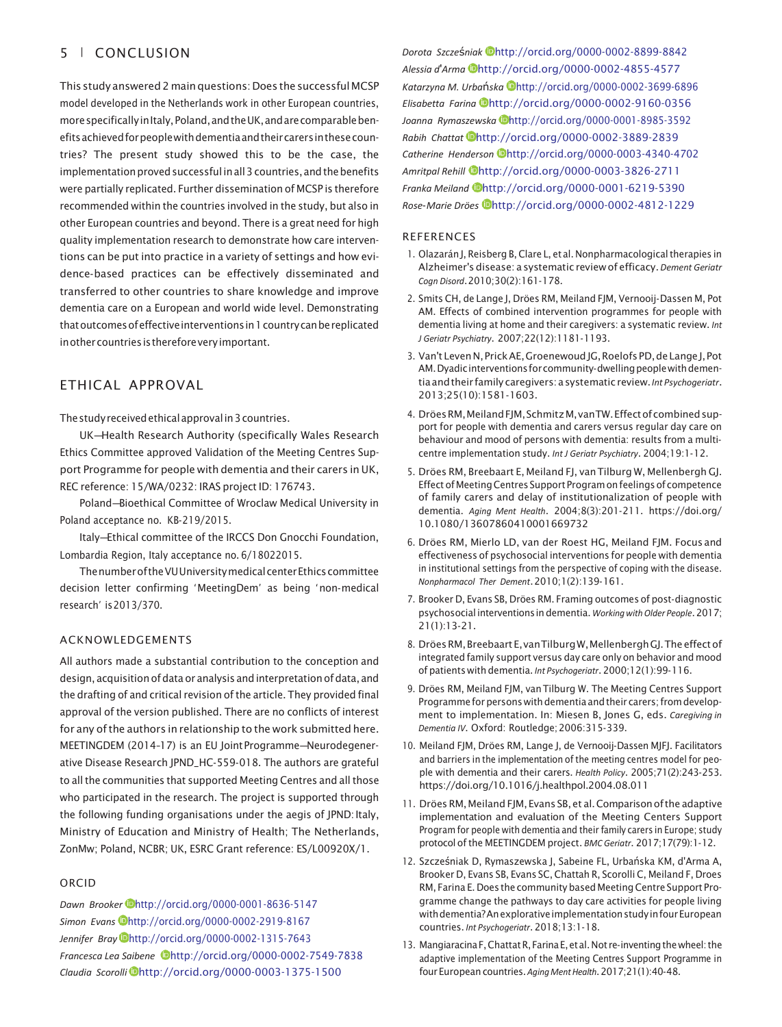## 5 | CONCLUSION

This study answered 2 main questions: Does the successful MCSP model developed in the Netherlands work in other European countries, more specifically in Italy, Poland, and the UK, and are comparable benefits achieved for people with dementia and their carers in these countries? The present study showed this to be the case, the implementation proved successful in all 3 countries, and the benefits were partially replicated. Further dissemination of MCSP is therefore recommended within the countries involved in the study, but also in other European countries and beyond. There is a great need for high quality implementation research to demonstrate how care interventions can be put into practice in a variety of settings and how evidence-based practices can be effectively disseminated and transferred to other countries to share knowledge and improve dementia care on a European and world wide level. Demonstrating that outcomes of effective interventions in 1 country can be replicated in other countries is therefore very important.

## ETHICAL APPROVAL

The study received ethical approval in 3 countries.

UK—Health Research Authority (specifically Wales Research Ethics Committee approved Validation of the Meeting Centres Support Programme for people with dementia and their carers in UK, REC reference: 15/WA/0232: IRAS project ID: 176743.

Poland—Bioethical Committee of Wroclaw Medical University in Poland acceptance no. KB-219/2015.

Italy—Ethical committee of the IRCCS Don Gnocchi Foundation, Lombardia Region, Italy acceptance no. 6/18022015.

The number of the VU University medical center Ethics committee decision letter confirming 'MeetingDem' as being 'non-medical research' is 2013/370.

### ACKNOWLEDGEMENTS

All authors made a substantial contribution to the conception and design, acquisition of data or analysis and interpretation of data, and the drafting of and critical revision of the article. They provided final approval of the version published. There are no conflicts of interest for any of the authors in relationship to the work submitted here. MEETINGDEM (2014-17) is an EU Joint Programme—Neurodegenerative Disease Research JPND_HC-559-018. The authors are grateful to all the communities that supported Meeting Centres and all those who participated in the research. The project is supported through the following funding organisations under the aegis of JPND: Italy, Ministry of Education and Ministry of Health; The Netherlands, ZonMw; Poland, NCBR; UK, ESRC Grant reference: ES/L00920X/1.

### ORCID

*Dawn Brooker* http://orcid.org/0000-0001-8636-5147
*Simon Evans* http://orcid.org/0000-0002-2919-8167
*Jennifer Bray* http://orcid.org/0000-0002-1315-7643
*Francesca Lea Saibene* http://orcid.org/0000-0002-7549-7838
*Claudia Scorolli* http://orcid.org/0000-0003-1375-1500
*Dorota Szcześniak* http://orcid.org/0000-0002-8899-8842
*Alessia d'Arma* http://orcid.org/0000-0002-4855-4577
*Katarzyna M. Urbańska* http://orcid.org/0000-0002-3699-6896
*Elisabetta Farina* http://orcid.org/0000-0002-9160-0356
*Joanna Rymaszewska* http://orcid.org/0000-0001-8985-3592
*Rabih Chattat* http://orcid.org/0000-0002-3889-2839
*Catherine Henderson* http://orcid.org/0000-0003-4340-4702
*Amritpal Rehill* http://orcid.org/0000-0003-3826-2711
*Franka Meiland* http://orcid.org/0000-0001-6219-5390
*Rose-Marie Dröes* http://orcid.org/0000-0002-4812-1229

## REFERENCES

1. Olazarán J, Reisberg B, Clare L, et al. Nonpharmacological therapies in Alzheimer's disease: a systematic review of efficacy. *Dement Geriatr Cogn Disord*. 2010;30(2):161-178.
2. Smits CH, de Lange J, Dröes RM, Meiland FJM, Vernooij-Dassen M, Pot AM. Effects of combined intervention programmes for people with dementia living at home and their caregivers: a systematic review. *Int J Geriatr Psychiatry*. 2007;22(12):1181-1193.
3. Van't Leven N, Prick AE, Groenewoud JG, Roelofs PD, de Lange J, Pot AM. Dyadic interventions for community-dwelling people with dementia and their family caregivers: a systematic review. *Int Psychogeriatr*. 2013;25(10):1581-1603.
4. Dröes RM, Meiland FJM, Schmitz M, van TW. Effect of combined support for people with dementia and carers versus regular day care on behaviour and mood of persons with dementia: results from a multi-centre implementation study. *Int J Geriatr Psychiatry*. 2004;19:1-12.
5. Dröes RM, Breebaart E, Meiland FJ, van Tilburg W, Mellenbergh GJ. Effect of Meeting Centres Support Program on feelings of competence of family carers and delay of institutionalization of people with dementia. *Aging Ment Health*. 2004;8(3):201-211. https://doi.org/10.1080/13607860410001669732
6. Dröes RM, Mierlo LD, van der Roest HG, Meiland FJM. Focus and effectiveness of psychosocial interventions for people with dementia in institutional settings from the perspective of coping with the disease. *Nonpharmacol Ther Dement*. 2010;1(2):139-161.
7. Brooker D, Evans SB, Dröes RM. Framing outcomes of post-diagnostic psychosocial interventions in dementia. *Working with Older People*. 2017;21(1):13-21.
8. Dröes RM, Breebaart E, van Tilburg W, Mellenbergh GJ. The effect of integrated family support versus day care only on behavior and mood of patients with dementia. *Int Psychogeriatr*. 2000;12(1):99-116.
9. Dröes RM, Meiland FJM, van Tilburg W. The Meeting Centres Support Programme for persons with dementia and their carers; from development to implementation. In: Miesen B, Jones G, eds. *Caregiving in Dementia IV*. Oxford: Routledge; 2006:315-339.
10. Meiland FJM, Dröes RM, Lange J, de Vernooij-Dassen MJFJ. Facilitators and barriers in the implementation of the meeting centres model for people with dementia and their carers. *Health Policy*. 2005;71(2):243-253. https://doi.org/10.1016/j.healthpol.2004.08.011
11. Dröes RM, Meiland FJM, Evans SB, et al. Comparison of the adaptive implementation and evaluation of the Meeting Centers Support Program for people with dementia and their family carers in Europe; study protocol of the MEETINGDEM project. *BMC Geriatr*. 2017;17(79):1-12.
12. Szcześniak D, Rymaszewska J, Sabeine FL, Urbańska KM, d'Arma A, Brooker D, Evans SB, Evans SC, Chattah R, Scorolli C, Meiland F, Droes RM, Farina E. Does the community based Meeting Centre Support Programme change the pathways to day care activities for people living with dementia? An explorative implementation study in four European countries. *Int Psychogeriatr*. 2018;13:1-18.
13. Mangiaracina F, Chattat R, Farina E, et al. Not re-inventing the wheel: the adaptive implementation of the Meeting Centres Support Programme in four European countries. *Aging Ment Health*. 2017;21(1):40-48.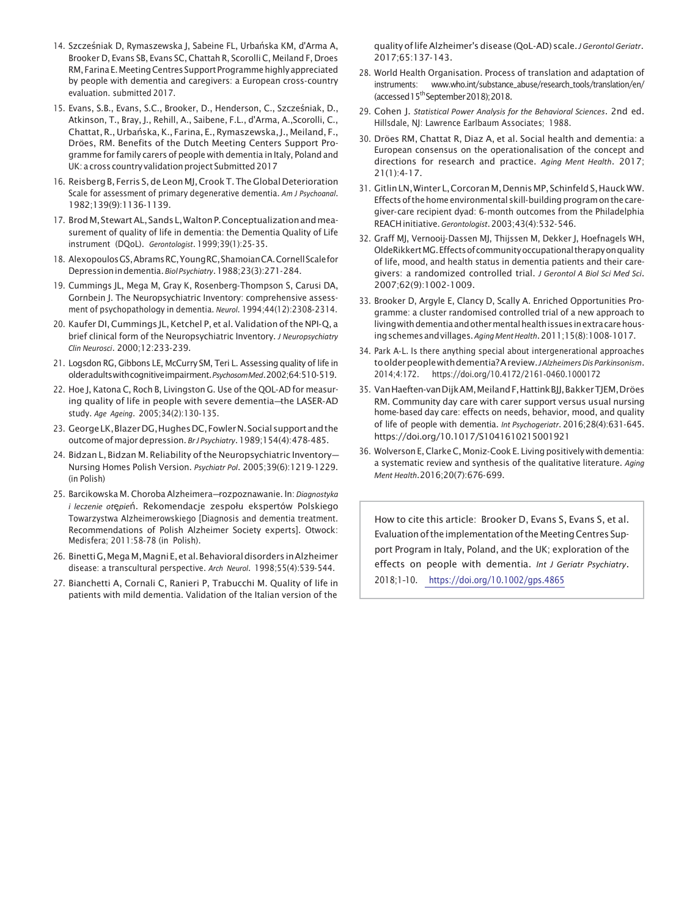14. Szcześniak D, Rymaszewska J, Sabeine FL, Urbańska KM, d'Arma A, Brooker D, Evans SB, Evans SC, Chattah R, Scorolli C, Meiland F, Droes RM, Farina E. Meeting Centres Support Programme highly appreciated by people with dementia and caregivers: a European cross-country evaluation. submitted 2017.

15. Evans, S.B., Evans, S.C., Brooker, D., Henderson, C., Szcześniak, D., Atkinson, T., Bray, J., Rehill, A., Saibene, F.L., d'Arma, A.,Scorolli, C., Chattat, R., Urbańska, K., Farina, E., Rymaszewska, J., Meiland, F., Dröes, RM. Benefits of the Dutch Meeting Centers Support Programme for family carers of people with dementia in Italy, Poland and UK: a cross country validation project Submitted 2017

16. Reisberg B, Ferris S, de Leon MJ, Crook T. The Global Deterioration Scale for assessment of primary degenerative dementia. *Am J Psychoanal*. 1982;139(9):1136-1139.

17. Brod M, Stewart AL, Sands L, Walton P. Conceptualization and measurement of quality of life in dementia: the Dementia Quality of Life instrument (DQoL). *Gerontologist*. 1999;39(1):25-35.

18. Alexopoulos GS, Abrams RC, Young RC, Shamoian CA. Cornell Scale for Depression in dementia. *Biol Psychiatry*. 1988;23(3):271-284.

19. Cummings JL, Mega M, Gray K, Rosenberg-Thompson S, Carusi DA, Gornbein J. The Neuropsychiatric Inventory: comprehensive assessment of psychopathology in dementia. *Neurol*. 1994;44(12):2308-2314.

20. Kaufer DI, Cummings JL, Ketchel P, et al. Validation of the NPI-Q, a brief clinical form of the Neuropsychiatric Inventory. *J Neuropsychiatry Clin Neurosci*. 2000;12:233-239.

21. Logsdon RG, Gibbons LE, McCurry SM, Teri L. Assessing quality of life in older adults with cognitive impairment. *Psychosom Med*. 2002;64:510-519.

22. Hoe J, Katona C, Roch B, Livingston G. Use of the QOL-AD for measuring quality of life in people with severe dementia—the LASER-AD study. *Age Ageing*. 2005;34(2):130-135.

23. George LK, Blazer DG, Hughes DC, Fowler N. Social support and the outcome of major depression. *Br J Psychiatry*. 1989;154(4):478-485.

24. Bidzan L, Bidzan M. Reliability of the Neuropsychiatric Inventory—Nursing Homes Polish Version. *Psychiatr Pol*. 2005;39(6):1219-1229. (in Polish)

25. Barcikowska M. Choroba Alzheimera—rozpoznawanie. In: *Diagnostyka i leczenie otępień*. Rekomendacje zespołu ekspertów Polskiego Towarzystwa Alzheimerowskiego [Diagnosis and dementia treatment. Recommendations of Polish Alzheimer Society experts]. Otwock: Medisfera; 2011:58-78 (in Polish).

26. Binetti G, Mega M, Magni E, et al. Behavioral disorders in Alzheimer disease: a transcultural perspective. *Arch Neurol*. 1998;55(4):539-544.

27. Bianchetti A, Cornali C, Ranieri P, Trabucchi M. Quality of life in patients with mild dementia. Validation of the Italian version of the quality of life Alzheimer's disease (QoL-AD) scale. *J Gerontol Geriatr*. 2017;65:137-143.

28. World Health Organisation. Process of translation and adaptation of instruments: www.who.int/substance_abuse/research_tools/translation/en/ (accessed 15th September 2018); 2018.

29. Cohen J. *Statistical Power Analysis for the Behavioral Sciences*. 2nd ed. Hillsdale, NJ: Lawrence Earlbaum Associates; 1988.

30. Dröes RM, Chattat R, Diaz A, et al. Social health and dementia: a European consensus on the operationalisation of the concept and directions for research and practice. *Aging Ment Health*. 2017; 21(1):4-17.

31. Gitlin LN, Winter L, Corcoran M, Dennis MP, Schinfeld S, Hauck WW. Effects of the home environmental skill-building program on the caregiver-care recipient dyad: 6-month outcomes from the Philadelphia REACH initiative. *Gerontologist*. 2003;43(4):532-546.

32. Graff MJ, Vernooij-Dassen MJ, Thijssen M, Dekker J, Hoefnagels WH, OldeRikkert MG. Effects of community occupational therapy on quality of life, mood, and health status in dementia patients and their caregivers: a randomized controlled trial. *J Gerontol A Biol Sci Med Sci*. 2007;62(9):1002-1009.

33. Brooker D, Argyle E, Clancy D, Scally A. Enriched Opportunities Programme: a cluster randomised controlled trial of a new approach to living with dementia and other mental health issues in extra care housing schemes and villages. *Aging Ment Health*. 2011;15(8):1008-1017.

34. Park A-L. Is there anything special about intergenerational approaches to older people with dementia? A review. *J Alzheimers Dis Parkinsonism*. 2014;4:172. https://doi.org/10.4172/2161-0460.1000172

35. Van Haeften-van Dijk AM, Meiland F, Hattink BJJ, Bakker TJEM, Dröes RM. Community day care with carer support versus usual nursing home-based day care: effects on needs, behavior, mood, and quality of life of people with dementia. *Int Psychogeriatr*. 2016;28(4):631-645. https://doi.org/10.1017/S1041610215001921

36. Wolverson E, Clarke C, Moniz-Cook E. Living positively with dementia: a systematic review and synthesis of the qualitative literature. *Aging Ment Health*. 2016;20(7):676-699.

How to cite this article: Brooker D, Evans S, Evans S, et al. Evaluation of the implementation of the Meeting Centres Support Program in Italy, Poland, and the UK; exploration of the effects on people with dementia. *Int J Geriatr Psychiatry*. 2018;1-10. https://doi.org/10.1002/gps.4865